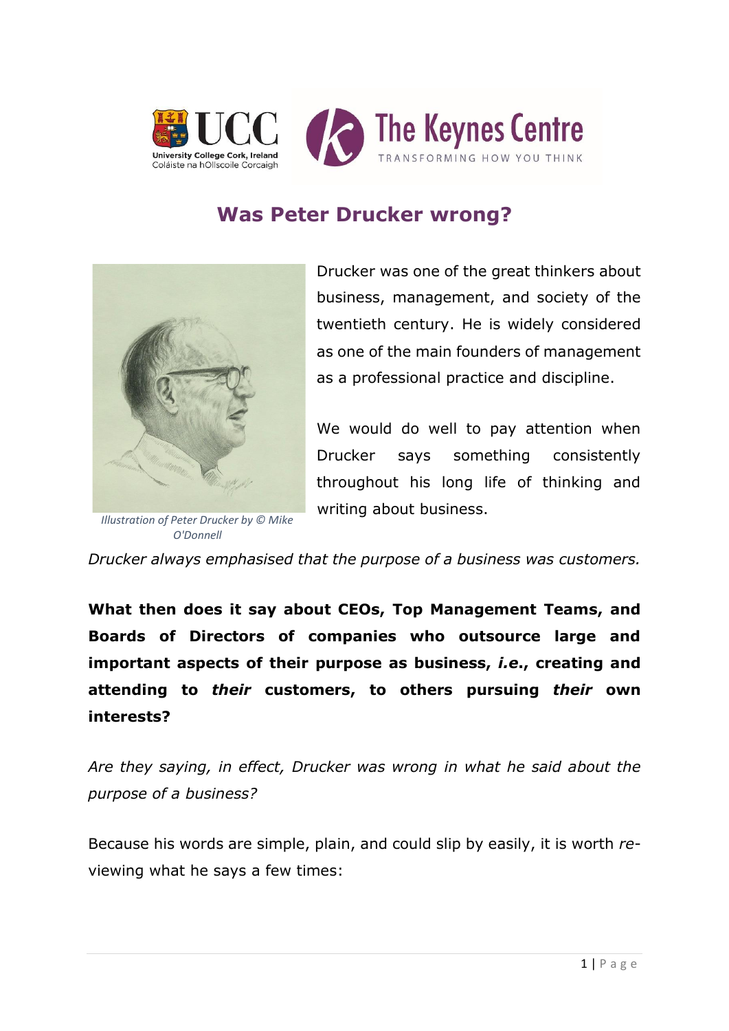# Was Peter Drucker wrong?

Illustration of Peter Drucker by © Mike O'Donnell

Drucker was one of the great thinkers about business, management, and society of the twentieth century. He is widely considered as one of the main founders of management as a professional practice and discipline.

We would do well to pay attention when Drucker says something consistently throughout his long life of thinking and writing about business.

*Drucker always emphasised that the purpose of a business was customers.*

**What then does it say about CEOs, Top Management Teams, and Boards of Directors of companies who outsource large and important aspects of their purpose as business, *i.e.*, creating and attending to *their* customers, to others pursuing *their* own interests?**

*Are they saying, in effect, Drucker was wrong in what he said about the purpose of a business?*

Because his words are simple, plain, and could slip by easily, it is worth *re*-viewing what he says a few times: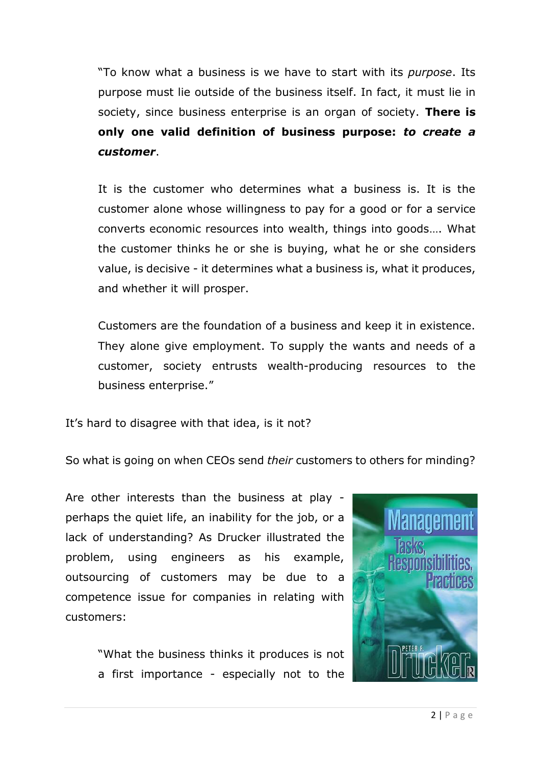> "To know what a business is we have to start with its *purpose*. Its purpose must lie outside of the business itself. In fact, it must lie in society, since business enterprise is an organ of society. **There is only one valid definition of business purpose: *to create a customer*.**
>
> It is the customer who determines what a business is. It is the customer alone whose willingness to pay for a good or for a service converts economic resources into wealth, things into goods…. What the customer thinks he or she is buying, what he or she considers value, is decisive - it determines what a business is, what it produces, and whether it will prosper.
>
> Customers are the foundation of a business and keep it in existence. They alone give employment. To supply the wants and needs of a customer, society entrusts wealth-producing resources to the business enterprise."

It's hard to disagree with that idea, is it not?

So what is going on when CEOs send *their* customers to others for minding?

Are other interests than the business at play - perhaps the quiet life, an inability for the job, or a lack of understanding? As Drucker illustrated the problem, using engineers as his example, outsourcing of customers may be due to a competence issue for companies in relating with customers:

> "What the business thinks it produces is not a first importance - especially not to the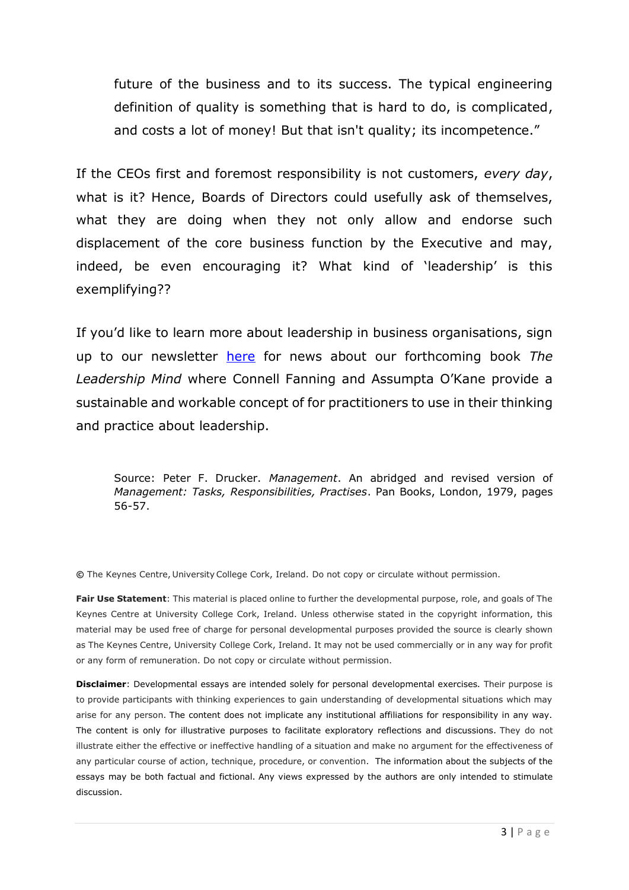future of the business and to its success. The typical engineering definition of quality is something that is hard to do, is complicated, and costs a lot of money! But that isn't quality; its incompetence."

If the CEOs first and foremost responsibility is not customers, *every day*, what is it? Hence, Boards of Directors could usefully ask of themselves, what they are doing when they not only allow and endorse such displacement of the core business function by the Executive and may, indeed, be even encouraging it? What kind of 'leadership' is this exemplifying??

If you'd like to learn more about leadership in business organisations, sign up to our newsletter [here](#) for news about our forthcoming book *The Leadership Mind* where Connell Fanning and Assumpta O'Kane provide a sustainable and workable concept of for practitioners to use in their thinking and practice about leadership.

Source: Peter F. Drucker. *Management*. An abridged and revised version of *Management: Tasks, Responsibilities, Practises*. Pan Books, London, 1979, pages 56-57.

© The Keynes Centre, University College Cork, Ireland. Do not copy or circulate without permission.

**Fair Use Statement**: This material is placed online to further the developmental purpose, role, and goals of The Keynes Centre at University College Cork, Ireland. Unless otherwise stated in the copyright information, this material may be used free of charge for personal developmental purposes provided the source is clearly shown as The Keynes Centre, University College Cork, Ireland. It may not be used commercially or in any way for profit or any form of remuneration. Do not copy or circulate without permission.

**Disclaimer**: Developmental essays are intended solely for personal developmental exercises. Their purpose is to provide participants with thinking experiences to gain understanding of developmental situations which may arise for any person. The content does not implicate any institutional affiliations for responsibility in any way. The content is only for illustrative purposes to facilitate exploratory reflections and discussions. They do not illustrate either the effective or ineffective handling of a situation and make no argument for the effectiveness of any particular course of action, technique, procedure, or convention. The information about the subjects of the essays may be both factual and fictional. Any views expressed by the authors are only intended to stimulate discussion.